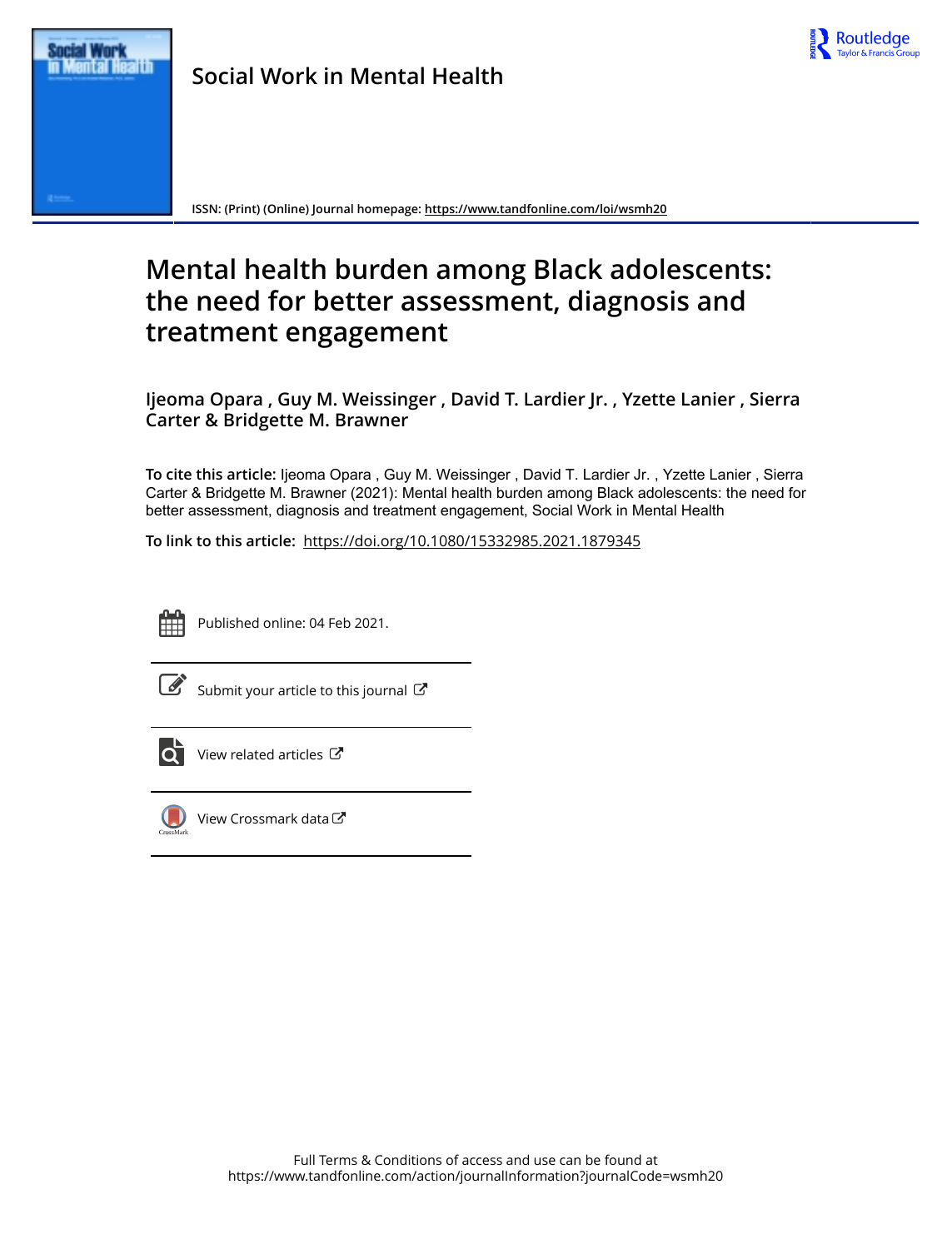Social Work in Mental Health

ISSN: (Print) (Online) Journal homepage: https://www.tandfonline.com/loi/wsmh20

# Mental health burden among Black adolescents: the need for better assessment, diagnosis and treatment engagement

**Ijeoma Opara , Guy M. Weissinger , David T. Lardier Jr. , Yzette Lanier , Sierra Carter & Bridgette M. Brawner**

**To cite this article:** Ijeoma Opara , Guy M. Weissinger , David T. Lardier Jr. , Yzette Lanier , Sierra Carter & Bridgette M. Brawner (2021): Mental health burden among Black adolescents: the need for better assessment, diagnosis and treatment engagement, Social Work in Mental Health

**To link to this article:** https://doi.org/10.1080/15332985.2021.1879345

Published online: 04 Feb 2021.

Submit your article to this journal

View related articles

View Crossmark data

Full Terms & Conditions of access and use can be found at
https://www.tandfonline.com/action/journalInformation?journalCode=wsmh20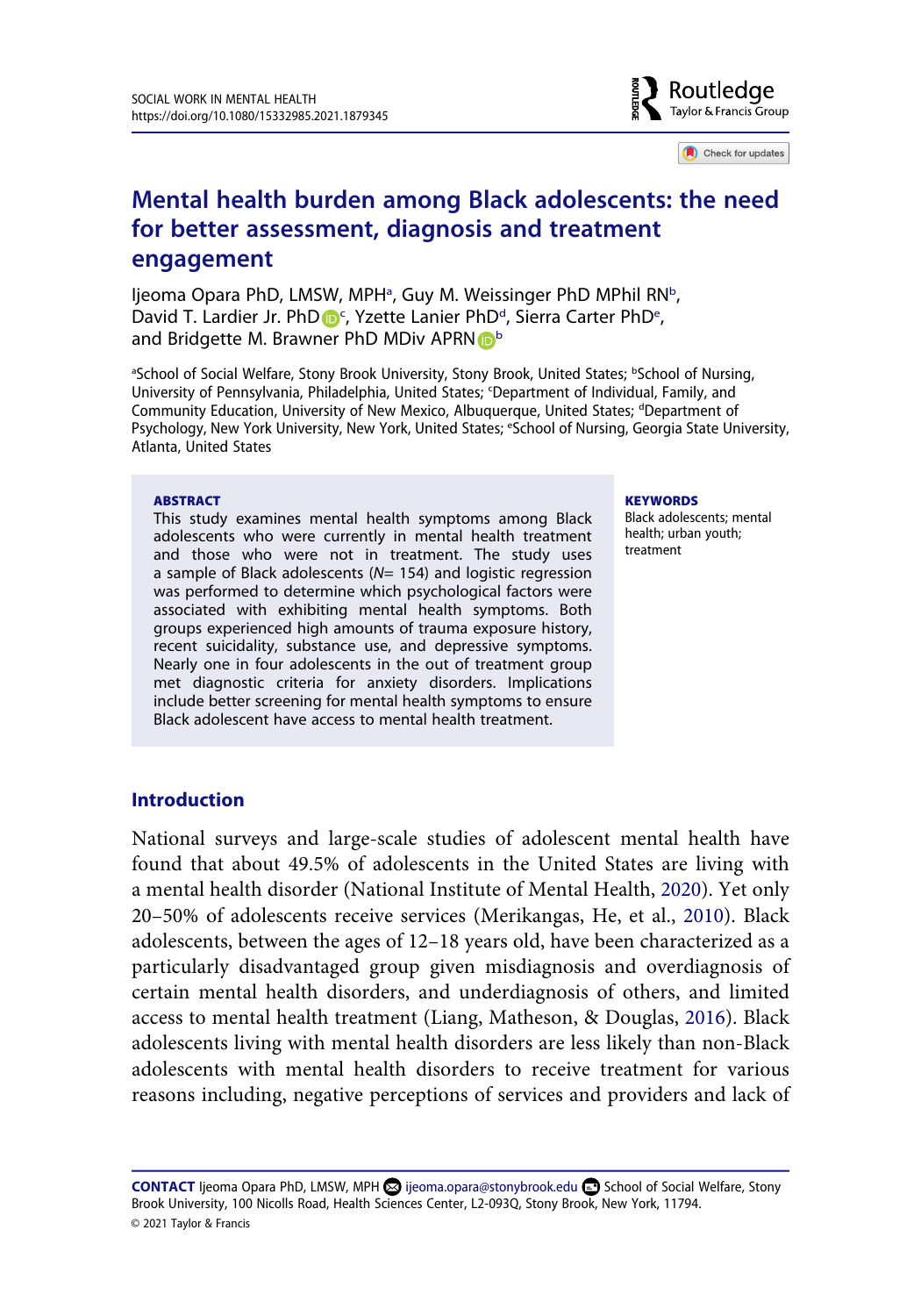# Mental health burden among Black adolescents: the need for better assessment, diagnosis and treatment engagement

Ijeoma Opara PhD, LMSW, MPH[a], Guy M. Weissinger PhD MPhil RN[b], David T. Lardier Jr. PhD[c], Yzette Lanier PhD[d], Sierra Carter PhD[e], and Bridgette M. Brawner PhD MDiv APRN[b]

[a]School of Social Welfare, Stony Brook University, Stony Brook, United States; [b]School of Nursing, University of Pennsylvania, Philadelphia, United States; [c]Department of Individual, Family, and Community Education, University of New Mexico, Albuquerque, United States; [d]Department of Psychology, New York University, New York, United States; [e]School of Nursing, Georgia State University, Atlanta, United States

**ABSTRACT**

This study examines mental health symptoms among Black adolescents who were currently in mental health treatment and those who were not in treatment. The study uses a sample of Black adolescents (*N*= 154) and logistic regression was performed to determine which psychological factors were associated with exhibiting mental health symptoms. Both groups experienced high amounts of trauma exposure history, recent suicidality, substance use, and depressive symptoms. Nearly one in four adolescents in the out of treatment group met diagnostic criteria for anxiety disorders. Implications include better screening for mental health symptoms to ensure Black adolescent have access to mental health treatment.

**KEYWORDS**

Black adolescents; mental health; urban youth; treatment

## Introduction

National surveys and large-scale studies of adolescent mental health have found that about 49.5% of adolescents in the United States are living with a mental health disorder (National Institute of Mental Health, 2020). Yet only 20–50% of adolescents receive services (Merikangas, He, et al., 2010). Black adolescents, between the ages of 12–18 years old, have been characterized as a particularly disadvantaged group given misdiagnosis and overdiagnosis of certain mental health disorders, and underdiagnosis of others, and limited access to mental health treatment (Liang, Matheson, & Douglas, 2016). Black adolescents living with mental health disorders are less likely than non-Black adolescents with mental health disorders to receive treatment for various reasons including, negative perceptions of services and providers and lack of

**CONTACT** Ijeoma Opara PhD, LMSW, MPH ijeoma.opara@stonybrook.edu School of Social Welfare, Stony Brook University, 100 Nicolls Road, Health Sciences Center, L2-093Q, Stony Brook, New York, 11794.

© 2021 Taylor & Francis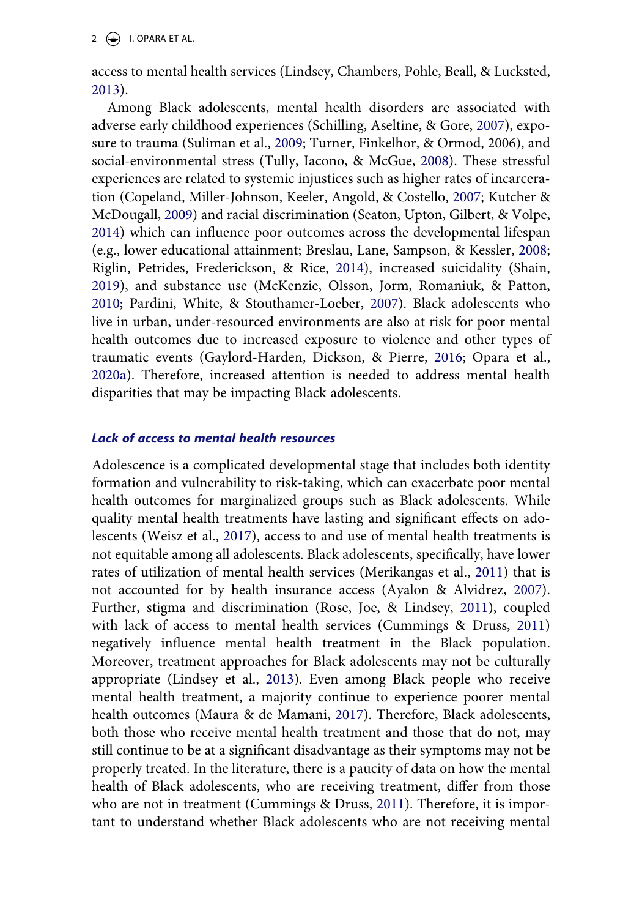access to mental health services (Lindsey, Chambers, Pohle, Beall, & Lucksted, 2013).

Among Black adolescents, mental health disorders are associated with adverse early childhood experiences (Schilling, Aseltine, & Gore, 2007), exposure to trauma (Suliman et al., 2009; Turner, Finkelhor, & Ormod, 2006), and social-environmental stress (Tully, Iacono, & McGue, 2008). These stressful experiences are related to systemic injustices such as higher rates of incarceration (Copeland, Miller-Johnson, Keeler, Angold, & Costello, 2007; Kutcher & McDougall, 2009) and racial discrimination (Seaton, Upton, Gilbert, & Volpe, 2014) which can influence poor outcomes across the developmental lifespan (e.g., lower educational attainment; Breslau, Lane, Sampson, & Kessler, 2008; Riglin, Petrides, Frederickson, & Rice, 2014), increased suicidality (Shain, 2019), and substance use (McKenzie, Olsson, Jorm, Romaniuk, & Patton, 2010; Pardini, White, & Stouthamer-Loeber, 2007). Black adolescents who live in urban, under-resourced environments are also at risk for poor mental health outcomes due to increased exposure to violence and other types of traumatic events (Gaylord-Harden, Dickson, & Pierre, 2016; Opara et al., 2020a). Therefore, increased attention is needed to address mental health disparities that may be impacting Black adolescents.

### *Lack of access to mental health resources*

Adolescence is a complicated developmental stage that includes both identity formation and vulnerability to risk-taking, which can exacerbate poor mental health outcomes for marginalized groups such as Black adolescents. While quality mental health treatments have lasting and significant effects on adolescents (Weisz et al., 2017), access to and use of mental health treatments is not equitable among all adolescents. Black adolescents, specifically, have lower rates of utilization of mental health services (Merikangas et al., 2011) that is not accounted for by health insurance access (Ayalon & Alvidrez, 2007). Further, stigma and discrimination (Rose, Joe, & Lindsey, 2011), coupled with lack of access to mental health services (Cummings & Druss, 2011) negatively influence mental health treatment in the Black population. Moreover, treatment approaches for Black adolescents may not be culturally appropriate (Lindsey et al., 2013). Even among Black people who receive mental health treatment, a majority continue to experience poorer mental health outcomes (Maura & de Mamani, 2017). Therefore, Black adolescents, both those who receive mental health treatment and those that do not, may still continue to be at a significant disadvantage as their symptoms may not be properly treated. In the literature, there is a paucity of data on how the mental health of Black adolescents, who are receiving treatment, differ from those who are not in treatment (Cummings & Druss, 2011). Therefore, it is important to understand whether Black adolescents who are not receiving mental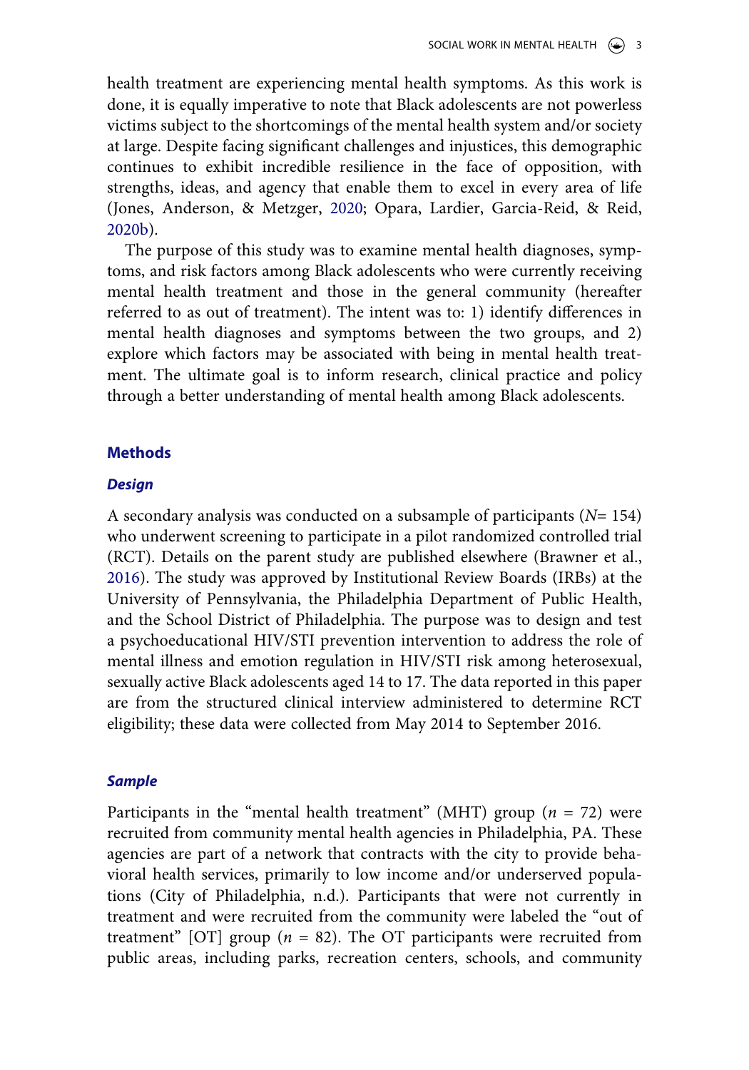health treatment are experiencing mental health symptoms. As this work is done, it is equally imperative to note that Black adolescents are not powerless victims subject to the shortcomings of the mental health system and/or society at large. Despite facing significant challenges and injustices, this demographic continues to exhibit incredible resilience in the face of opposition, with strengths, ideas, and agency that enable them to excel in every area of life (Jones, Anderson, & Metzger, 2020; Opara, Lardier, Garcia-Reid, & Reid, 2020b).

The purpose of this study was to examine mental health diagnoses, symptoms, and risk factors among Black adolescents who were currently receiving mental health treatment and those in the general community (hereafter referred to as out of treatment). The intent was to: 1) identify differences in mental health diagnoses and symptoms between the two groups, and 2) explore which factors may be associated with being in mental health treatment. The ultimate goal is to inform research, clinical practice and policy through a better understanding of mental health among Black adolescents.

## Methods

### *Design*

A secondary analysis was conducted on a subsample of participants ($N$= 154) who underwent screening to participate in a pilot randomized controlled trial (RCT). Details on the parent study are published elsewhere (Brawner et al., 2016). The study was approved by Institutional Review Boards (IRBs) at the University of Pennsylvania, the Philadelphia Department of Public Health, and the School District of Philadelphia. The purpose was to design and test a psychoeducational HIV/STI prevention intervention to address the role of mental illness and emotion regulation in HIV/STI risk among heterosexual, sexually active Black adolescents aged 14 to 17. The data reported in this paper are from the structured clinical interview administered to determine RCT eligibility; these data were collected from May 2014 to September 2016.

### *Sample*

Participants in the "mental health treatment" (MHT) group ($n$ = 72) were recruited from community mental health agencies in Philadelphia, PA. These agencies are part of a network that contracts with the city to provide behavioral health services, primarily to low income and/or underserved populations (City of Philadelphia, n.d.). Participants that were not currently in treatment and were recruited from the community were labeled the "out of treatment" [OT] group ($n$ = 82). The OT participants were recruited from public areas, including parks, recreation centers, schools, and community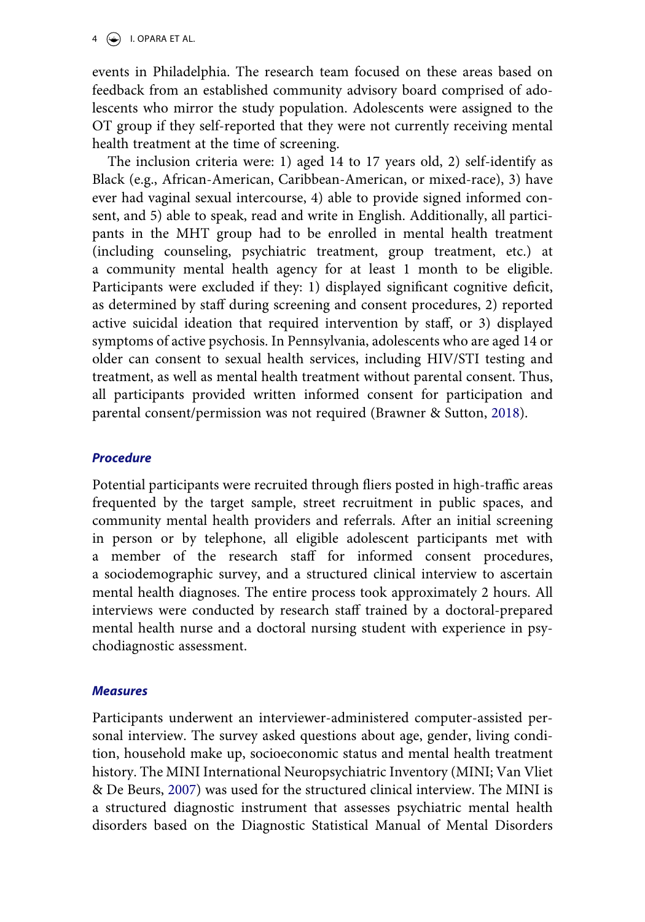events in Philadelphia. The research team focused on these areas based on feedback from an established community advisory board comprised of adolescents who mirror the study population. Adolescents were assigned to the OT group if they self-reported that they were not currently receiving mental health treatment at the time of screening.

The inclusion criteria were: 1) aged 14 to 17 years old, 2) self-identify as Black (e.g., African-American, Caribbean-American, or mixed-race), 3) have ever had vaginal sexual intercourse, 4) able to provide signed informed consent, and 5) able to speak, read and write in English. Additionally, all participants in the MHT group had to be enrolled in mental health treatment (including counseling, psychiatric treatment, group treatment, etc.) at a community mental health agency for at least 1 month to be eligible. Participants were excluded if they: 1) displayed significant cognitive deficit, as determined by staff during screening and consent procedures, 2) reported active suicidal ideation that required intervention by staff, or 3) displayed symptoms of active psychosis. In Pennsylvania, adolescents who are aged 14 or older can consent to sexual health services, including HIV/STI testing and treatment, as well as mental health treatment without parental consent. Thus, all participants provided written informed consent for participation and parental consent/permission was not required (Brawner & Sutton, 2018).

### *Procedure*

Potential participants were recruited through fliers posted in high-traffic areas frequented by the target sample, street recruitment in public spaces, and community mental health providers and referrals. After an initial screening in person or by telephone, all eligible adolescent participants met with a member of the research staff for informed consent procedures, a sociodemographic survey, and a structured clinical interview to ascertain mental health diagnoses. The entire process took approximately 2 hours. All interviews were conducted by research staff trained by a doctoral-prepared mental health nurse and a doctoral nursing student with experience in psychodiagnostic assessment.

### *Measures*

Participants underwent an interviewer-administered computer-assisted personal interview. The survey asked questions about age, gender, living condition, household make up, socioeconomic status and mental health treatment history. The MINI International Neuropsychiatric Inventory (MINI; Van Vliet & De Beurs, 2007) was used for the structured clinical interview. The MINI is a structured diagnostic instrument that assesses psychiatric mental health disorders based on the Diagnostic Statistical Manual of Mental Disorders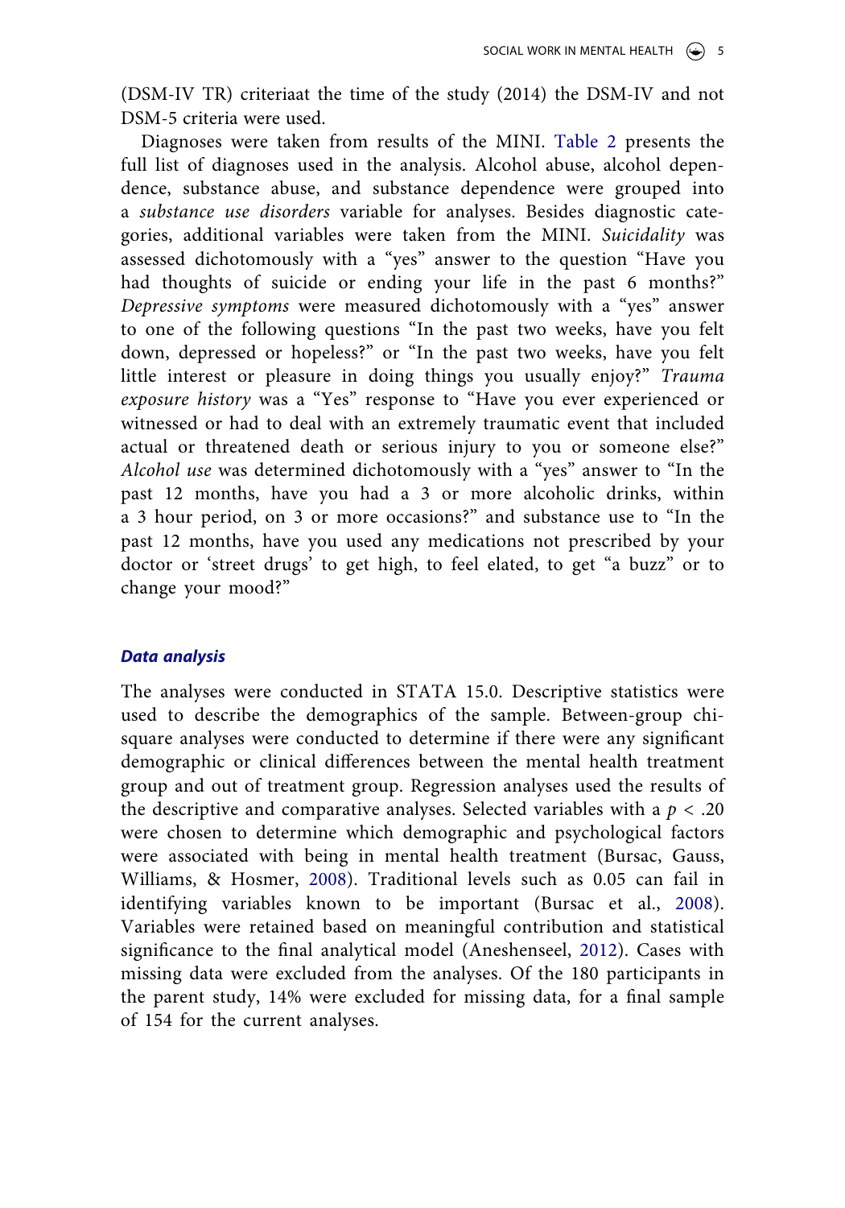(DSM-IV TR) criteriaat the time of the study (2014) the DSM-IV and not DSM-5 criteria were used.

Diagnoses were taken from results of the MINI. Table 2 presents the full list of diagnoses used in the analysis. Alcohol abuse, alcohol dependence, substance abuse, and substance dependence were grouped into a *substance use disorders* variable for analyses. Besides diagnostic categories, additional variables were taken from the MINI. *Suicidality* was assessed dichotomously with a "yes" answer to the question "Have you had thoughts of suicide or ending your life in the past 6 months?" *Depressive symptoms* were measured dichotomously with a "yes" answer to one of the following questions "In the past two weeks, have you felt down, depressed or hopeless?" or "In the past two weeks, have you felt little interest or pleasure in doing things you usually enjoy?" *Trauma exposure history* was a "Yes" response to "Have you ever experienced or witnessed or had to deal with an extremely traumatic event that included actual or threatened death or serious injury to you or someone else?" *Alcohol use* was determined dichotomously with a "yes" answer to "In the past 12 months, have you had a 3 or more alcoholic drinks, within a 3 hour period, on 3 or more occasions?" and substance use to "In the past 12 months, have you used any medications not prescribed by your doctor or 'street drugs' to get high, to feel elated, to get "a buzz" or to change your mood?"

### Data analysis

The analyses were conducted in STATA 15.0. Descriptive statistics were used to describe the demographics of the sample. Between-group chi-square analyses were conducted to determine if there were any significant demographic or clinical differences between the mental health treatment group and out of treatment group. Regression analyses used the results of the descriptive and comparative analyses. Selected variables with a $p < .20$ were chosen to determine which demographic and psychological factors were associated with being in mental health treatment (Bursac, Gauss, Williams, & Hosmer, 2008). Traditional levels such as 0.05 can fail in identifying variables known to be important (Bursac et al., 2008). Variables were retained based on meaningful contribution and statistical significance to the final analytical model (Aneshenseel, 2012). Cases with missing data were excluded from the analyses. Of the 180 participants in the parent study, 14% were excluded for missing data, for a final sample of 154 for the current analyses.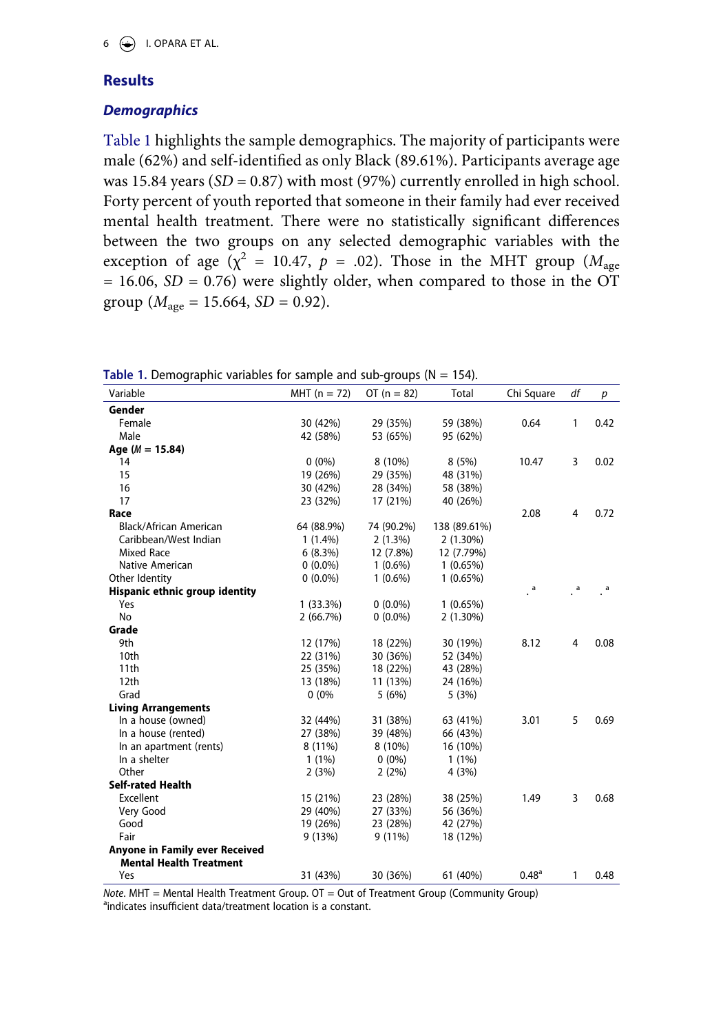## Results

### Demographics

Table 1 highlights the sample demographics. The majority of participants were male (62%) and self-identified as only Black (89.61%). Participants average age was 15.84 years ($SD = 0.87$) with most (97%) currently enrolled in high school. Forty percent of youth reported that someone in their family had ever received mental health treatment. There were no statistically significant differences between the two groups on any selected demographic variables with the exception of age ($\chi^2 = 10.47$, $p = .02$). Those in the MHT group ($M_{age} = 16.06$, $SD = 0.76$) were slightly older, when compared to those in the OT group ($M_{age} = 15.664$, $SD = 0.92$).

**Table 1.** Demographic variables for sample and sub-groups (N = 154).

| Variable | MHT (n = 72) | OT (n = 82) | Total | Chi Square | *df* | *p* |
|---|---|---|---|---|---|---|
| **Gender** | | | | | | |
| Female | 30 (42%) | 29 (35%) | 59 (38%) | 0.64 | 1 | 0.42 |
| Male | 42 (58%) | 53 (65%) | 95 (62%) | | | |
| **Age (*M* = 15.84)** | | | | | | |
| 14 | 0 (0%) | 8 (10%) | 8 (5%) | 10.47 | 3 | 0.02 |
| 15 | 19 (26%) | 29 (35%) | 48 (31%) | | | |
| 16 | 30 (42%) | 28 (34%) | 58 (38%) | | | |
| 17 | 23 (32%) | 17 (21%) | 40 (26%) | | | |
| **Race** | | | | 2.08 | 4 | 0.72 |
| Black/African American | 64 (88.9%) | 74 (90.2%) | 138 (89.61%) | | | |
| Caribbean/West Indian | 1 (1.4%) | 2 (1.3%) | 2 (1.30%) | | | |
| Mixed Race | 6 (8.3%) | 12 (7.8%) | 12 (7.79%) | | | |
| Native American | 0 (0.0%) | 1 (0.6%) | 1 (0.65%) | | | |
| Other Identity | 0 (0.0%) | 1 (0.6%) | 1 (0.65%) | | | |
| **Hispanic ethnic group identity** | | | | .[a] | .[a] | .[a] |
| Yes | 1 (33.3%) | 0 (0.0%) | 1 (0.65%) | | | |
| No | 2 (66.7%) | 0 (0.0%) | 2 (1.30%) | | | |
| **Grade** | | | | | | |
| 9th | 12 (17%) | 18 (22%) | 30 (19%) | 8.12 | 4 | 0.08 |
| 10th | 22 (31%) | 30 (36%) | 52 (34%) | | | |
| 11th | 25 (35%) | 18 (22%) | 43 (28%) | | | |
| 12th | 13 (18%) | 11 (13%) | 24 (16%) | | | |
| Grad | 0 (0% | 5 (6%) | 5 (3%) | | | |
| **Living Arrangements** | | | | | | |
| In a house (owned) | 32 (44%) | 31 (38%) | 63 (41%) | 3.01 | 5 | 0.69 |
| In a house (rented) | 27 (38%) | 39 (48%) | 66 (43%) | | | |
| In an apartment (rents) | 8 (11%) | 8 (10%) | 16 (10%) | | | |
| In a shelter | 1 (1%) | 0 (0%) | 1 (1%) | | | |
| Other | 2 (3%) | 2 (2%) | 4 (3%) | | | |
| **Self-rated Health** | | | | | | |
| Excellent | 15 (21%) | 23 (28%) | 38 (25%) | 1.49 | 3 | 0.68 |
| Very Good | 29 (40%) | 27 (33%) | 56 (36%) | | | |
| Good | 19 (26%) | 23 (28%) | 42 (27%) | | | |
| Fair | 9 (13%) | 9 (11%) | 18 (12%) | | | |
| **Anyone in Family ever Received Mental Health Treatment** | | | | | | |
| Yes | 31 (43%) | 30 (36%) | 61 (40%) | 0.48[a] | 1 | 0.48 |

*Note.* MHT = Mental Health Treatment Group. OT = Out of Treatment Group (Community Group)
[a]indicates insufficient data/treatment location is a constant.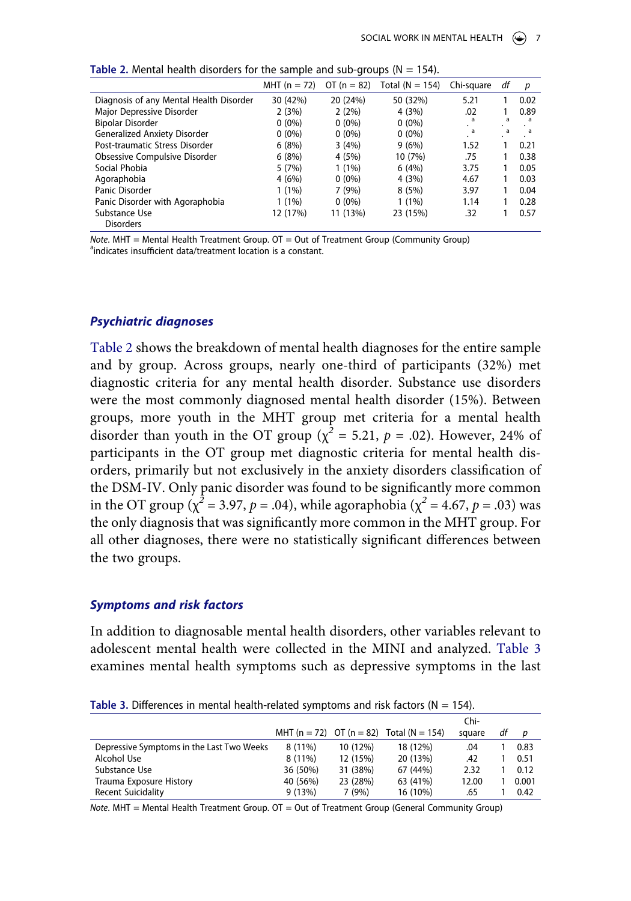**Table 2.** Mental health disorders for the sample and sub-groups (N = 154).

| | MHT (n = 72) | OT (n = 82) | Total (N = 154) | Chi-square | df | p |
|---|---|---|---|---|---|---|
| Diagnosis of any Mental Health Disorder | 30 (42%) | 20 (24%) | 50 (32%) | 5.21 | 1 | 0.02 |
| Major Depressive Disorder | 2 (3%) | 2 (2%) | 4 (3%) | .02 | 1 | 0.89 |
| Bipolar Disorder | 0 (0%) | 0 (0%) | 0 (0%) | .[a] | .[a] | .[a] |
| Generalized Anxiety Disorder | 0 (0%) | 0 (0%) | 0 (0%) | .[a] | .[a] | .[a] |
| Post-traumatic Stress Disorder | 6 (8%) | 3 (4%) | 9 (6%) | 1.52 | 1 | 0.21 |
| Obsessive Compulsive Disorder | 6 (8%) | 4 (5%) | 10 (7%) | .75 | 1 | 0.38 |
| Social Phobia | 5 (7%) | 1 (1%) | 6 (4%) | 3.75 | 1 | 0.05 |
| Agoraphobia | 4 (6%) | 0 (0%) | 4 (3%) | 4.67 | 1 | 0.03 |
| Panic Disorder | 1 (1%) | 7 (9%) | 8 (5%) | 3.97 | 1 | 0.04 |
| Panic Disorder with Agoraphobia | 1 (1%) | 0 (0%) | 1 (1%) | 1.14 | 1 | 0.28 |
| Substance Use Disorders | 12 (17%) | 11 (13%) | 23 (15%) | .32 | 1 | 0.57 |

*Note.* MHT = Mental Health Treatment Group. OT = Out of Treatment Group (Community Group)
[a]indicates insufficient data/treatment location is a constant.

### *Psychiatric diagnoses*

Table 2 shows the breakdown of mental health diagnoses for the entire sample and by group. Across groups, nearly one-third of participants (32%) met diagnostic criteria for any mental health disorder. Substance use disorders were the most commonly diagnosed mental health disorder (15%). Between groups, more youth in the MHT group met criteria for a mental health disorder than youth in the OT group ($\chi^2$ = 5.21, $p$ = .02). However, 24% of participants in the OT group met diagnostic criteria for mental health disorders, primarily but not exclusively in the anxiety disorders classification of the DSM-IV. Only panic disorder was found to be significantly more common in the OT group ($\chi^2$ = 3.97, $p$ = .04), while agoraphobia ($\chi^2$ = 4.67, $p$ = .03) was the only diagnosis that was significantly more common in the MHT group. For all other diagnoses, there were no statistically significant differences between the two groups.

### *Symptoms and risk factors*

In addition to diagnosable mental health disorders, other variables relevant to adolescent mental health were collected in the MINI and analyzed. Table 3 examines mental health symptoms such as depressive symptoms in the last

**Table 3.** Differences in mental health-related symptoms and risk factors (N = 154).

| | MHT (n = 72) | OT (n = 82) | Total (N = 154) | Chi-square | df | p |
|---|---|---|---|---|---|---|
| Depressive Symptoms in the Last Two Weeks | 8 (11%) | 10 (12%) | 18 (12%) | .04 | 1 | 0.83 |
| Alcohol Use | 8 (11%) | 12 (15%) | 20 (13%) | .42 | 1 | 0.51 |
| Substance Use | 36 (50%) | 31 (38%) | 67 (44%) | 2.32 | 1 | 0.12 |
| Trauma Exposure History | 40 (56%) | 23 (28%) | 63 (41%) | 12.00 | 1 | 0.001 |
| Recent Suicidality | 9 (13%) | 7 (9%) | 16 (10%) | .65 | 1 | 0.42 |

*Note.* MHT = Mental Health Treatment Group. OT = Out of Treatment Group (General Community Group)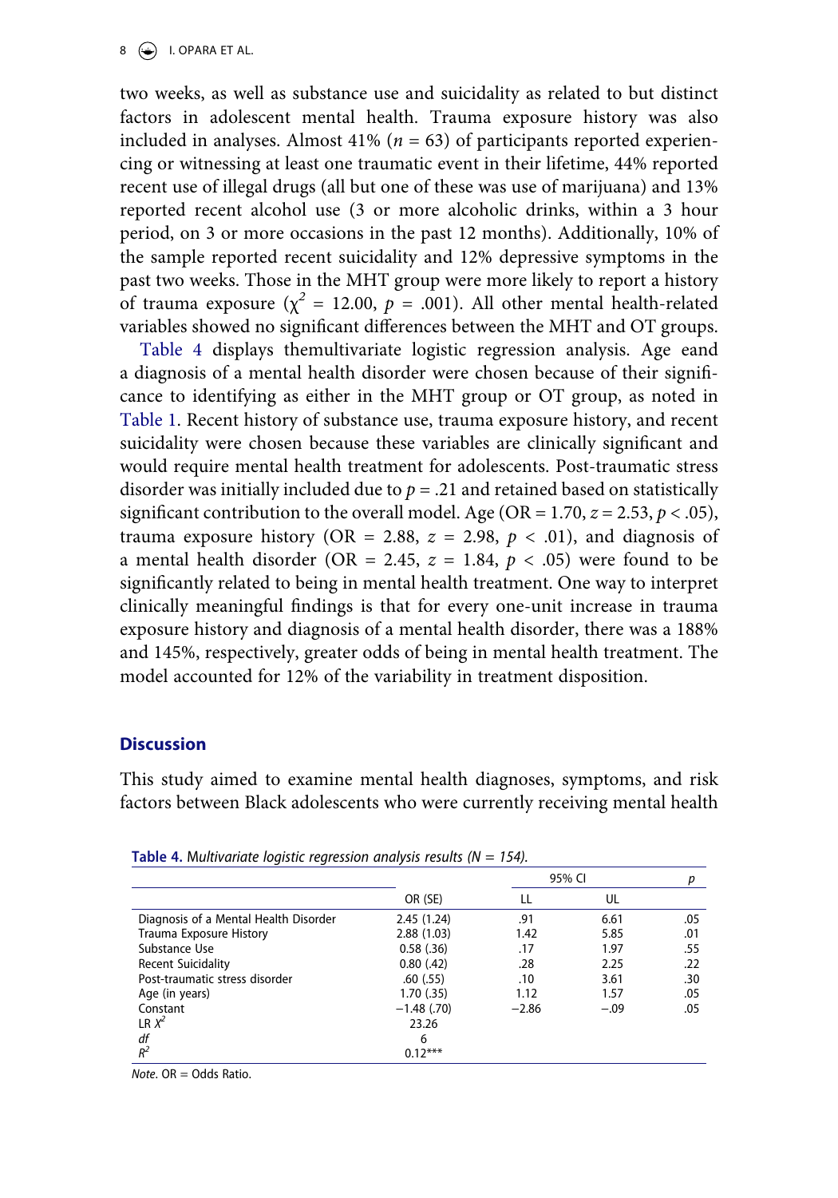two weeks, as well as substance use and suicidality as related to but distinct factors in adolescent mental health. Trauma exposure history was also included in analyses. Almost 41% ($n$ = 63) of participants reported experiencing or witnessing at least one traumatic event in their lifetime, 44% reported recent use of illegal drugs (all but one of these was use of marijuana) and 13% reported recent alcohol use (3 or more alcoholic drinks, within a 3 hour period, on 3 or more occasions in the past 12 months). Additionally, 10% of the sample reported recent suicidality and 12% depressive symptoms in the past two weeks. Those in the MHT group were more likely to report a history of trauma exposure ($\chi^2$ = 12.00, $p$ = .001). All other mental health-related variables showed no significant differences between the MHT and OT groups.

Table 4 displays themultivariate logistic regression analysis. Age eand a diagnosis of a mental health disorder were chosen because of their significance to identifying as either in the MHT group or OT group, as noted in Table 1. Recent history of substance use, trauma exposure history, and recent suicidality were chosen because these variables are clinically significant and would require mental health treatment for adolescents. Post-traumatic stress disorder was initially included due to $p$ = .21 and retained based on statistically significant contribution to the overall model. Age (OR = 1.70, $z$ = 2.53, $p < .05$), trauma exposure history (OR = 2.88, $z$ = 2.98, $p < .01$), and diagnosis of a mental health disorder (OR = 2.45, $z$ = 1.84, $p < .05$) were found to be significantly related to being in mental health treatment. One way to interpret clinically meaningful findings is that for every one-unit increase in trauma exposure history and diagnosis of a mental health disorder, there was a 188% and 145%, respectively, greater odds of being in mental health treatment. The model accounted for 12% of the variability in treatment disposition.

## Discussion

This study aimed to examine mental health diagnoses, symptoms, and risk factors between Black adolescents who were currently receiving mental health

**Table 4.** *Multivariate logistic regression analysis results (N = 154).*

| | | 95% CI | | $p$ |
|---|---|---|---|---|
| | OR (SE) | LL | UL | |
| Diagnosis of a Mental Health Disorder | 2.45 (1.24) | .91 | 6.61 | .05 |
| Trauma Exposure History | 2.88 (1.03) | 1.42 | 5.85 | .01 |
| Substance Use | 0.58 (.36) | .17 | 1.97 | .55 |
| Recent Suicidality | 0.80 (.42) | .28 | 2.25 | .22 |
| Post-traumatic stress disorder | .60 (.55) | .10 | 3.61 | .30 |
| Age (in years) | 1.70 (.35) | 1.12 | 1.57 | .05 |
| Constant | −1.48 (.70) | −2.86 | −.09 | .05 |
| LR $X^2$ | 23.26 | | | |
| *df* | 6 | | | |
| $R^2$ | 0.12*** | | | |

*Note.* OR = Odds Ratio.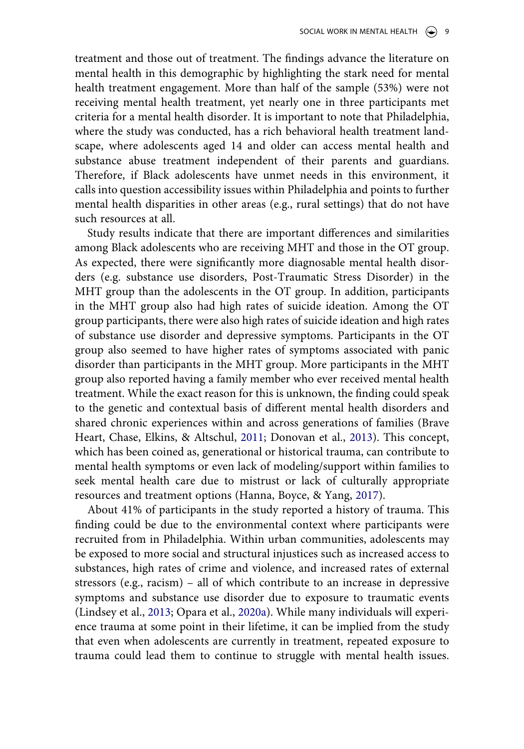treatment and those out of treatment. The findings advance the literature on mental health in this demographic by highlighting the stark need for mental health treatment engagement. More than half of the sample (53%) were not receiving mental health treatment, yet nearly one in three participants met criteria for a mental health disorder. It is important to note that Philadelphia, where the study was conducted, has a rich behavioral health treatment landscape, where adolescents aged 14 and older can access mental health and substance abuse treatment independent of their parents and guardians. Therefore, if Black adolescents have unmet needs in this environment, it calls into question accessibility issues within Philadelphia and points to further mental health disparities in other areas (e.g., rural settings) that do not have such resources at all.

Study results indicate that there are important differences and similarities among Black adolescents who are receiving MHT and those in the OT group. As expected, there were significantly more diagnosable mental health disorders (e.g. substance use disorders, Post-Traumatic Stress Disorder) in the MHT group than the adolescents in the OT group. In addition, participants in the MHT group also had high rates of suicide ideation. Among the OT group participants, there were also high rates of suicide ideation and high rates of substance use disorder and depressive symptoms. Participants in the OT group also seemed to have higher rates of symptoms associated with panic disorder than participants in the MHT group. More participants in the MHT group also reported having a family member who ever received mental health treatment. While the exact reason for this is unknown, the finding could speak to the genetic and contextual basis of different mental health disorders and shared chronic experiences within and across generations of families (Brave Heart, Chase, Elkins, & Altschul, 2011; Donovan et al., 2013). This concept, which has been coined as, generational or historical trauma, can contribute to mental health symptoms or even lack of modeling/support within families to seek mental health care due to mistrust or lack of culturally appropriate resources and treatment options (Hanna, Boyce, & Yang, 2017).

About 41% of participants in the study reported a history of trauma. This finding could be due to the environmental context where participants were recruited from in Philadelphia. Within urban communities, adolescents may be exposed to more social and structural injustices such as increased access to substances, high rates of crime and violence, and increased rates of external stressors (e.g., racism) – all of which contribute to an increase in depressive symptoms and substance use disorder due to exposure to traumatic events (Lindsey et al., 2013; Opara et al., 2020a). While many individuals will experience trauma at some point in their lifetime, it can be implied from the study that even when adolescents are currently in treatment, repeated exposure to trauma could lead them to continue to struggle with mental health issues.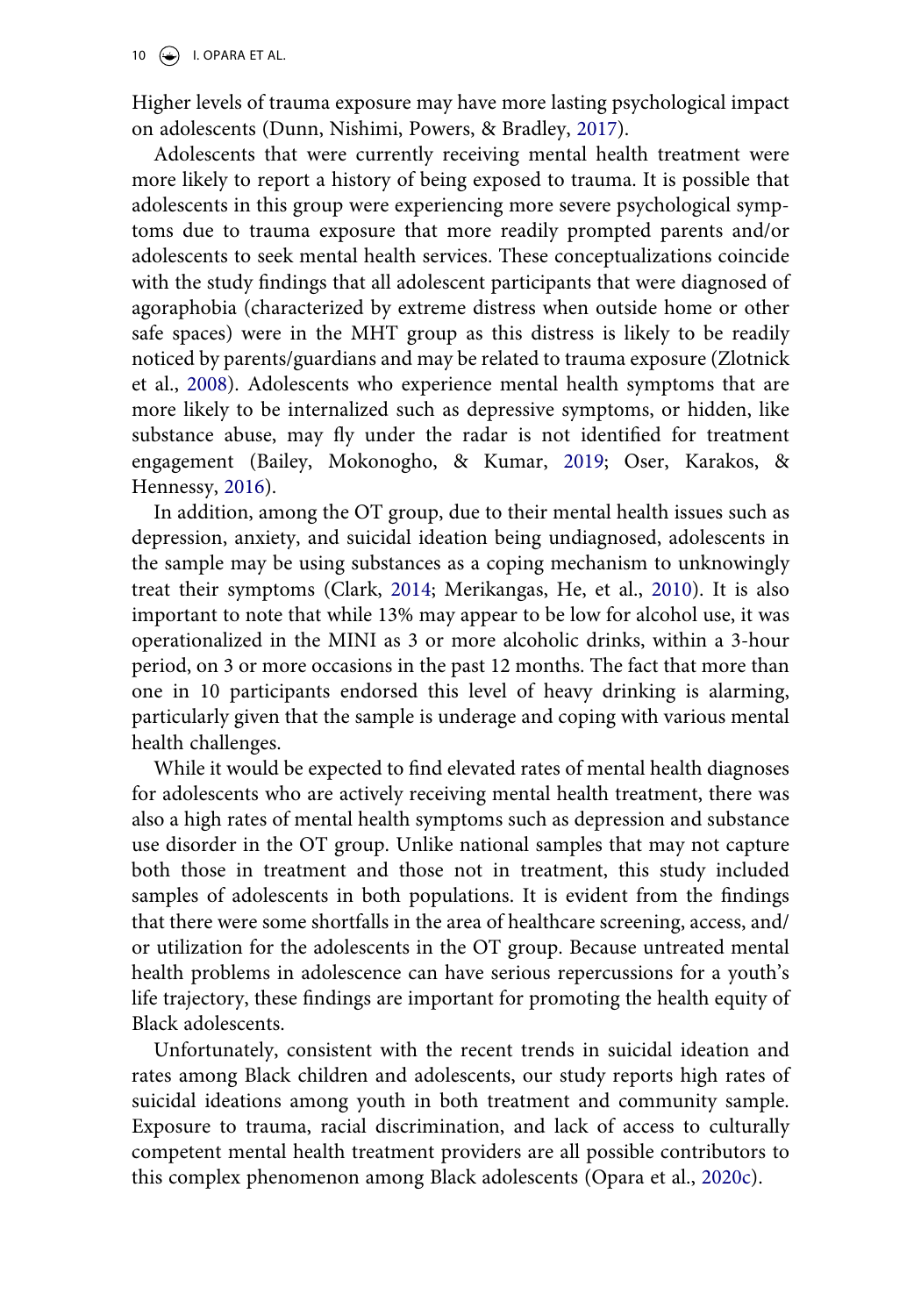Higher levels of trauma exposure may have more lasting psychological impact on adolescents (Dunn, Nishimi, Powers, & Bradley, 2017).

Adolescents that were currently receiving mental health treatment were more likely to report a history of being exposed to trauma. It is possible that adolescents in this group were experiencing more severe psychological symptoms due to trauma exposure that more readily prompted parents and/or adolescents to seek mental health services. These conceptualizations coincide with the study findings that all adolescent participants that were diagnosed of agoraphobia (characterized by extreme distress when outside home or other safe spaces) were in the MHT group as this distress is likely to be readily noticed by parents/guardians and may be related to trauma exposure (Zlotnick et al., 2008). Adolescents who experience mental health symptoms that are more likely to be internalized such as depressive symptoms, or hidden, like substance abuse, may fly under the radar is not identified for treatment engagement (Bailey, Mokonogho, & Kumar, 2019; Oser, Karakos, & Hennessy, 2016).

In addition, among the OT group, due to their mental health issues such as depression, anxiety, and suicidal ideation being undiagnosed, adolescents in the sample may be using substances as a coping mechanism to unknowingly treat their symptoms (Clark, 2014; Merikangas, He, et al., 2010). It is also important to note that while 13% may appear to be low for alcohol use, it was operationalized in the MINI as 3 or more alcoholic drinks, within a 3-hour period, on 3 or more occasions in the past 12 months. The fact that more than one in 10 participants endorsed this level of heavy drinking is alarming, particularly given that the sample is underage and coping with various mental health challenges.

While it would be expected to find elevated rates of mental health diagnoses for adolescents who are actively receiving mental health treatment, there was also a high rates of mental health symptoms such as depression and substance use disorder in the OT group. Unlike national samples that may not capture both those in treatment and those not in treatment, this study included samples of adolescents in both populations. It is evident from the findings that there were some shortfalls in the area of healthcare screening, access, and/or utilization for the adolescents in the OT group. Because untreated mental health problems in adolescence can have serious repercussions for a youth's life trajectory, these findings are important for promoting the health equity of Black adolescents.

Unfortunately, consistent with the recent trends in suicidal ideation and rates among Black children and adolescents, our study reports high rates of suicidal ideations among youth in both treatment and community sample. Exposure to trauma, racial discrimination, and lack of access to culturally competent mental health treatment providers are all possible contributors to this complex phenomenon among Black adolescents (Opara et al., 2020c).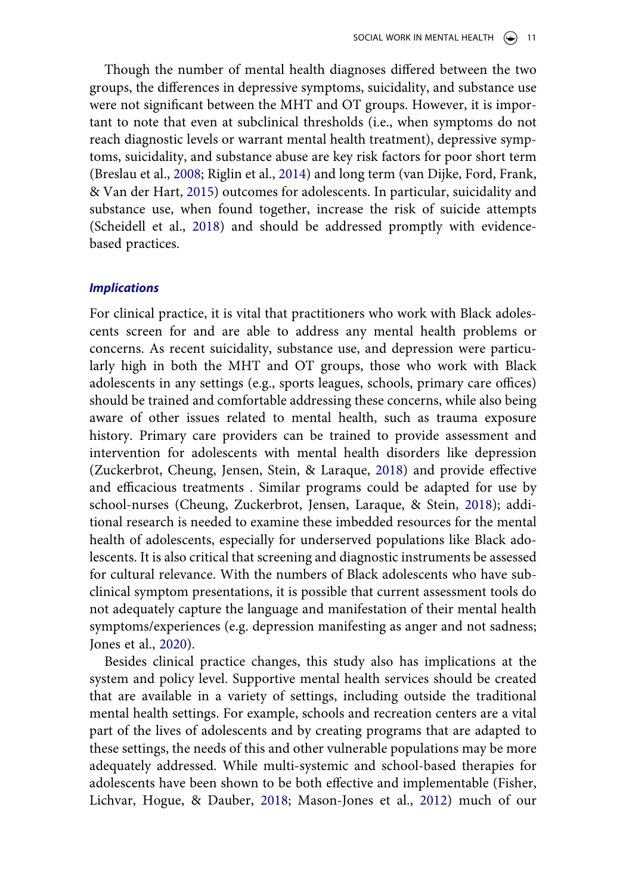Though the number of mental health diagnoses differed between the two groups, the differences in depressive symptoms, suicidality, and substance use were not significant between the MHT and OT groups. However, it is important to note that even at subclinical thresholds (i.e., when symptoms do not reach diagnostic levels or warrant mental health treatment), depressive symptoms, suicidality, and substance abuse are key risk factors for poor short term (Breslau et al., 2008; Riglin et al., 2014) and long term (van Dijke, Ford, Frank, & Van der Hart, 2015) outcomes for adolescents. In particular, suicidality and substance use, when found together, increase the risk of suicide attempts (Scheidell et al., 2018) and should be addressed promptly with evidence-based practices.

### *Implications*

For clinical practice, it is vital that practitioners who work with Black adolescents screen for and are able to address any mental health problems or concerns. As recent suicidality, substance use, and depression were particularly high in both the MHT and OT groups, those who work with Black adolescents in any settings (e.g., sports leagues, schools, primary care offices) should be trained and comfortable addressing these concerns, while also being aware of other issues related to mental health, such as trauma exposure history. Primary care providers can be trained to provide assessment and intervention for adolescents with mental health disorders like depression (Zuckerbrot, Cheung, Jensen, Stein, & Laraque, 2018) and provide effective and efficacious treatments . Similar programs could be adapted for use by school-nurses (Cheung, Zuckerbrot, Jensen, Laraque, & Stein, 2018); additional research is needed to examine these imbedded resources for the mental health of adolescents, especially for underserved populations like Black adolescents. It is also critical that screening and diagnostic instruments be assessed for cultural relevance. With the numbers of Black adolescents who have subclinical symptom presentations, it is possible that current assessment tools do not adequately capture the language and manifestation of their mental health symptoms/experiences (e.g. depression manifesting as anger and not sadness; Jones et al., 2020).

Besides clinical practice changes, this study also has implications at the system and policy level. Supportive mental health services should be created that are available in a variety of settings, including outside the traditional mental health settings. For example, schools and recreation centers are a vital part of the lives of adolescents and by creating programs that are adapted to these settings, the needs of this and other vulnerable populations may be more adequately addressed. While multi-systemic and school-based therapies for adolescents have been shown to be both effective and implementable (Fisher, Lichvar, Hogue, & Dauber, 2018; Mason-Jones et al., 2012) much of our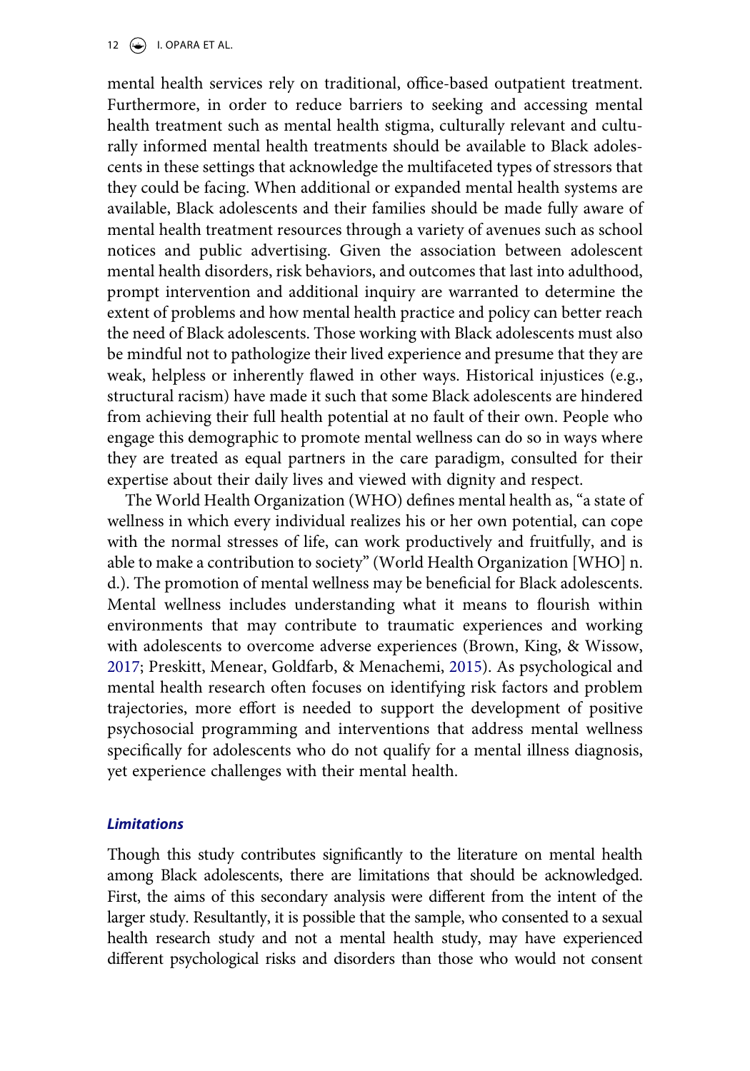mental health services rely on traditional, office-based outpatient treatment. Furthermore, in order to reduce barriers to seeking and accessing mental health treatment such as mental health stigma, culturally relevant and culturally informed mental health treatments should be available to Black adolescents in these settings that acknowledge the multifaceted types of stressors that they could be facing. When additional or expanded mental health systems are available, Black adolescents and their families should be made fully aware of mental health treatment resources through a variety of avenues such as school notices and public advertising. Given the association between adolescent mental health disorders, risk behaviors, and outcomes that last into adulthood, prompt intervention and additional inquiry are warranted to determine the extent of problems and how mental health practice and policy can better reach the need of Black adolescents. Those working with Black adolescents must also be mindful not to pathologize their lived experience and presume that they are weak, helpless or inherently flawed in other ways. Historical injustices (e.g., structural racism) have made it such that some Black adolescents are hindered from achieving their full health potential at no fault of their own. People who engage this demographic to promote mental wellness can do so in ways where they are treated as equal partners in the care paradigm, consulted for their expertise about their daily lives and viewed with dignity and respect.

The World Health Organization (WHO) defines mental health as, "a state of wellness in which every individual realizes his or her own potential, can cope with the normal stresses of life, can work productively and fruitfully, and is able to make a contribution to society" (World Health Organization [WHO] n.d.). The promotion of mental wellness may be beneficial for Black adolescents. Mental wellness includes understanding what it means to flourish within environments that may contribute to traumatic experiences and working with adolescents to overcome adverse experiences (Brown, King, & Wissow, 2017; Preskitt, Menear, Goldfarb, & Menachemi, 2015). As psychological and mental health research often focuses on identifying risk factors and problem trajectories, more effort is needed to support the development of positive psychosocial programming and interventions that address mental wellness specifically for adolescents who do not qualify for a mental illness diagnosis, yet experience challenges with their mental health.

### *Limitations*

Though this study contributes significantly to the literature on mental health among Black adolescents, there are limitations that should be acknowledged. First, the aims of this secondary analysis were different from the intent of the larger study. Resultantly, it is possible that the sample, who consented to a sexual health research study and not a mental health study, may have experienced different psychological risks and disorders than those who would not consent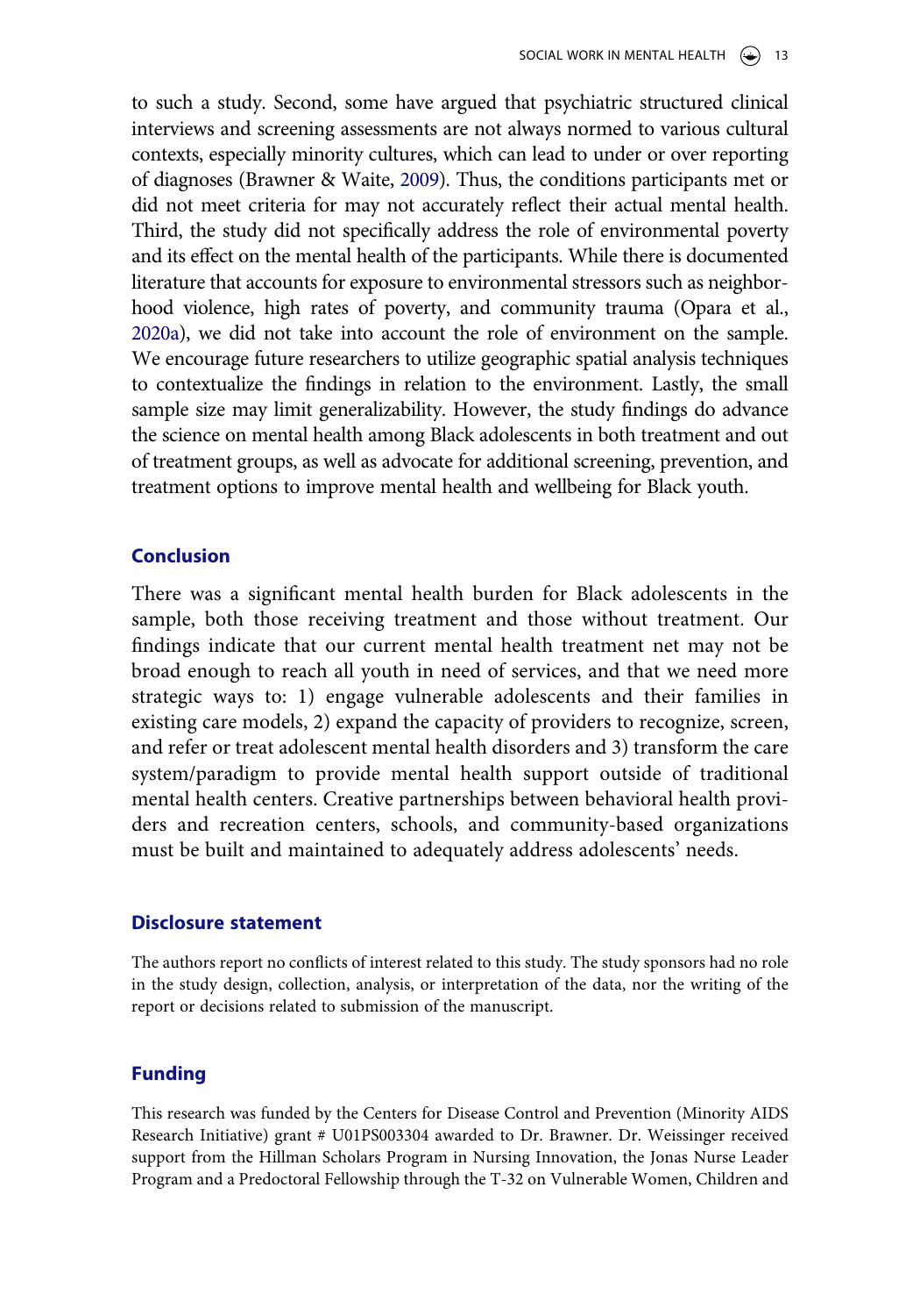to such a study. Second, some have argued that psychiatric structured clinical interviews and screening assessments are not always normed to various cultural contexts, especially minority cultures, which can lead to under or over reporting of diagnoses (Brawner & Waite, 2009). Thus, the conditions participants met or did not meet criteria for may not accurately reflect their actual mental health. Third, the study did not specifically address the role of environmental poverty and its effect on the mental health of the participants. While there is documented literature that accounts for exposure to environmental stressors such as neighborhood violence, high rates of poverty, and community trauma (Opara et al., 2020a), we did not take into account the role of environment on the sample. We encourage future researchers to utilize geographic spatial analysis techniques to contextualize the findings in relation to the environment. Lastly, the small sample size may limit generalizability. However, the study findings do advance the science on mental health among Black adolescents in both treatment and out of treatment groups, as well as advocate for additional screening, prevention, and treatment options to improve mental health and wellbeing for Black youth.

## Conclusion

There was a significant mental health burden for Black adolescents in the sample, both those receiving treatment and those without treatment. Our findings indicate that our current mental health treatment net may not be broad enough to reach all youth in need of services, and that we need more strategic ways to: 1) engage vulnerable adolescents and their families in existing care models, 2) expand the capacity of providers to recognize, screen, and refer or treat adolescent mental health disorders and 3) transform the care system/paradigm to provide mental health support outside of traditional mental health centers. Creative partnerships between behavioral health providers and recreation centers, schools, and community-based organizations must be built and maintained to adequately address adolescents' needs.

## Disclosure statement

The authors report no conflicts of interest related to this study. The study sponsors had no role in the study design, collection, analysis, or interpretation of the data, nor the writing of the report or decisions related to submission of the manuscript.

## Funding

This research was funded by the Centers for Disease Control and Prevention (Minority AIDS Research Initiative) grant # U01PS003304 awarded to Dr. Brawner. Dr. Weissinger received support from the Hillman Scholars Program in Nursing Innovation, the Jonas Nurse Leader Program and a Predoctoral Fellowship through the T-32 on Vulnerable Women, Children and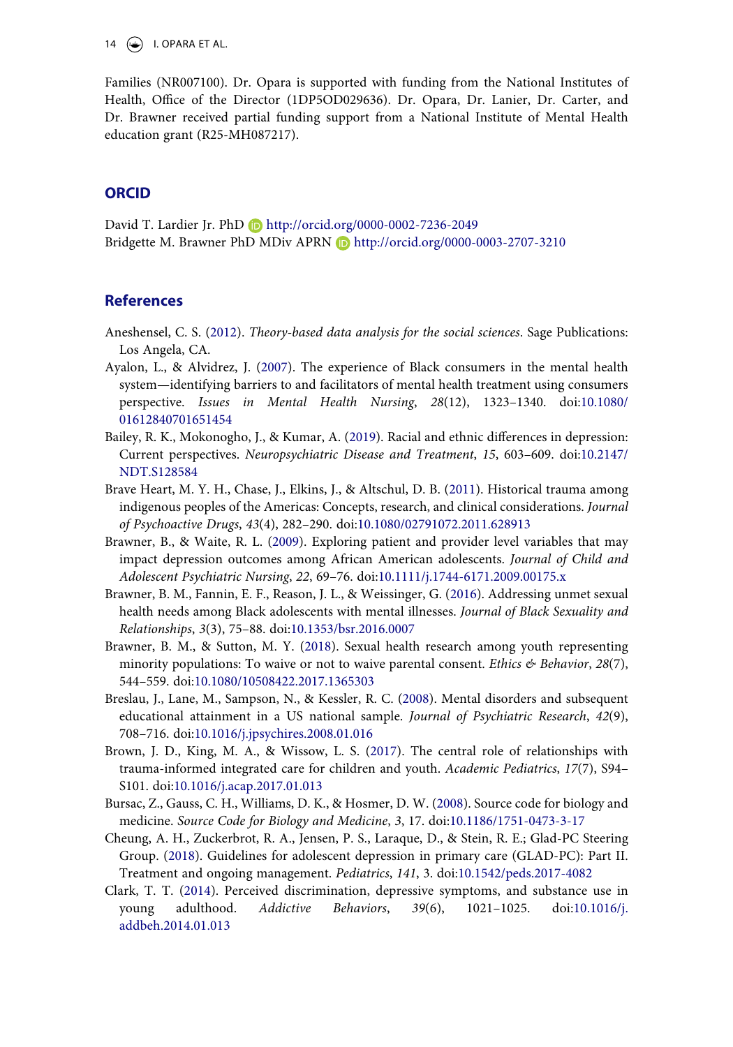Families (NR007100). Dr. Opara is supported with funding from the National Institutes of Health, Office of the Director (1DP5OD029636). Dr. Opara, Dr. Lanier, Dr. Carter, and Dr. Brawner received partial funding support from a National Institute of Mental Health education grant (R25-MH087217).

## ORCID

David T. Lardier Jr. PhD http://orcid.org/0000-0002-7236-2049
Bridgette M. Brawner PhD MDiv APRN http://orcid.org/0000-0003-2707-3210

## References

Aneshensel, C. S. (2012). *Theory-based data analysis for the social sciences*. Sage Publications: Los Angela, CA.

Ayalon, L., & Alvidrez, J. (2007). The experience of Black consumers in the mental health system—identifying barriers to and facilitators of mental health treatment using consumers perspective. *Issues in Mental Health Nursing*, *28*(12), 1323–1340. doi:10.1080/01612840701651454

Bailey, R. K., Mokonogho, J., & Kumar, A. (2019). Racial and ethnic differences in depression: Current perspectives. *Neuropsychiatric Disease and Treatment*, *15*, 603–609. doi:10.2147/NDT.S128584

Brave Heart, M. Y. H., Chase, J., Elkins, J., & Altschul, D. B. (2011). Historical trauma among indigenous peoples of the Americas: Concepts, research, and clinical considerations. *Journal of Psychoactive Drugs*, *43*(4), 282–290. doi:10.1080/02791072.2011.628913

Brawner, B., & Waite, R. L. (2009). Exploring patient and provider level variables that may impact depression outcomes among African American adolescents. *Journal of Child and Adolescent Psychiatric Nursing*, *22*, 69–76. doi:10.1111/j.1744-6171.2009.00175.x

Brawner, B. M., Fannin, E. F., Reason, J. L., & Weissinger, G. (2016). Addressing unmet sexual health needs among Black adolescents with mental illnesses. *Journal of Black Sexuality and Relationships*, *3*(3), 75–88. doi:10.1353/bsr.2016.0007

Brawner, B. M., & Sutton, M. Y. (2018). Sexual health research among youth representing minority populations: To waive or not to waive parental consent. *Ethics & Behavior*, *28*(7), 544–559. doi:10.1080/10508422.2017.1365303

Breslau, J., Lane, M., Sampson, N., & Kessler, R. C. (2008). Mental disorders and subsequent educational attainment in a US national sample. *Journal of Psychiatric Research*, *42*(9), 708–716. doi:10.1016/j.jpsychires.2008.01.016

Brown, J. D., King, M. A., & Wissow, L. S. (2017). The central role of relationships with trauma-informed integrated care for children and youth. *Academic Pediatrics*, *17*(7), S94–S101. doi:10.1016/j.acap.2017.01.013

Bursac, Z., Gauss, C. H., Williams, D. K., & Hosmer, D. W. (2008). Source code for biology and medicine. *Source Code for Biology and Medicine*, *3*, 17. doi:10.1186/1751-0473-3-17

Cheung, A. H., Zuckerbrot, R. A., Jensen, P. S., Laraque, D., & Stein, R. E.; Glad-PC Steering Group. (2018). Guidelines for adolescent depression in primary care (GLAD-PC): Part II. Treatment and ongoing management. *Pediatrics*, *141*, 3. doi:10.1542/peds.2017-4082

Clark, T. T. (2014). Perceived discrimination, depressive symptoms, and substance use in young adulthood. *Addictive Behaviors*, *39*(6), 1021–1025. doi:10.1016/j.addbeh.2014.01.013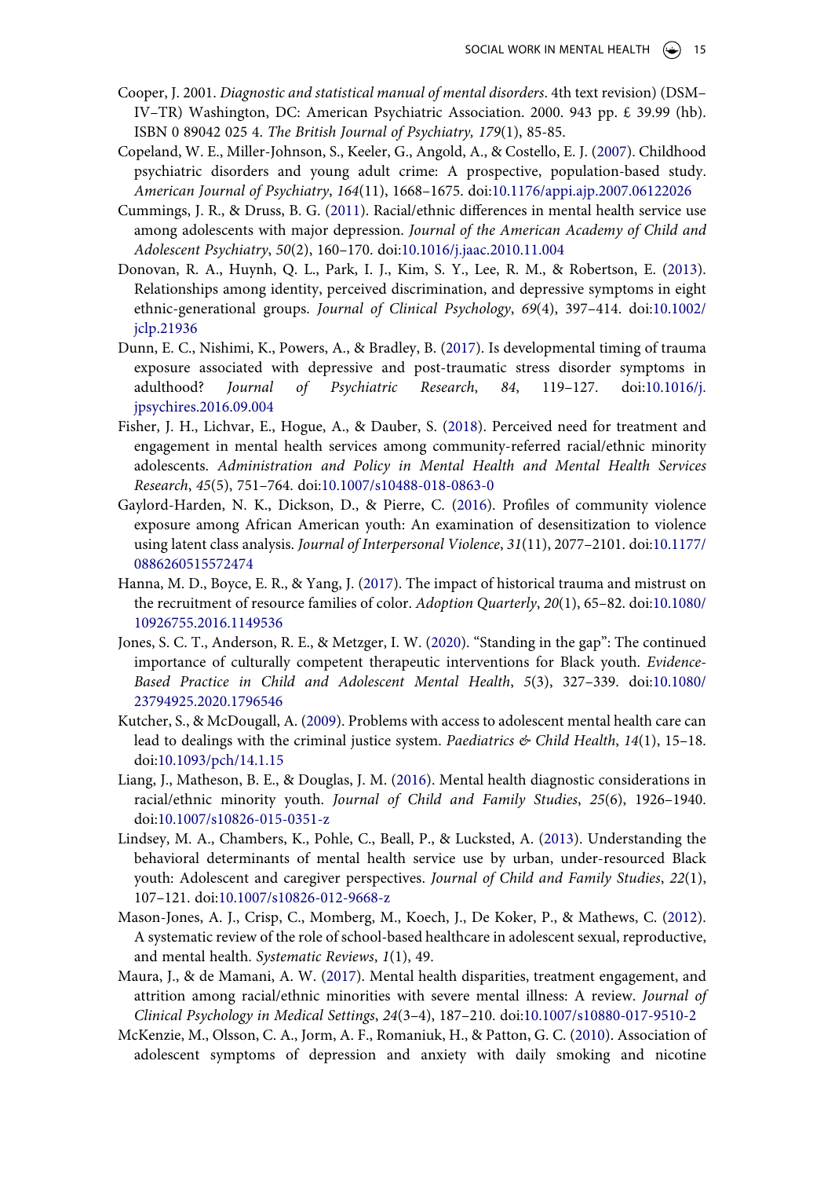Cooper, J. 2001. *Diagnostic and statistical manual of mental disorders*. 4th text revision) (DSM–IV–TR) Washington, DC: American Psychiatric Association. 2000. 943 pp. £ 39.99 (hb). ISBN 0 89042 025 4. *The British Journal of Psychiatry, 179*(1), 85-85.

Copeland, W. E., Miller-Johnson, S., Keeler, G., Angold, A., & Costello, E. J. (2007). Childhood psychiatric disorders and young adult crime: A prospective, population-based study. *American Journal of Psychiatry*, *164*(11), 1668–1675. doi:10.1176/appi.ajp.2007.06122026

Cummings, J. R., & Druss, B. G. (2011). Racial/ethnic differences in mental health service use among adolescents with major depression. *Journal of the American Academy of Child and Adolescent Psychiatry*, *50*(2), 160–170. doi:10.1016/j.jaac.2010.11.004

Donovan, R. A., Huynh, Q. L., Park, I. J., Kim, S. Y., Lee, R. M., & Robertson, E. (2013). Relationships among identity, perceived discrimination, and depressive symptoms in eight ethnic-generational groups. *Journal of Clinical Psychology*, *69*(4), 397–414. doi:10.1002/jclp.21936

Dunn, E. C., Nishimi, K., Powers, A., & Bradley, B. (2017). Is developmental timing of trauma exposure associated with depressive and post-traumatic stress disorder symptoms in adulthood? *Journal of Psychiatric Research*, *84*, 119–127. doi:10.1016/j.jpsychires.2016.09.004

Fisher, J. H., Lichvar, E., Hogue, A., & Dauber, S. (2018). Perceived need for treatment and engagement in mental health services among community-referred racial/ethnic minority adolescents. *Administration and Policy in Mental Health and Mental Health Services Research*, *45*(5), 751–764. doi:10.1007/s10488-018-0863-0

Gaylord-Harden, N. K., Dickson, D., & Pierre, C. (2016). Profiles of community violence exposure among African American youth: An examination of desensitization to violence using latent class analysis. *Journal of Interpersonal Violence*, *31*(11), 2077–2101. doi:10.1177/0886260515572474

Hanna, M. D., Boyce, E. R., & Yang, J. (2017). The impact of historical trauma and mistrust on the recruitment of resource families of color. *Adoption Quarterly*, *20*(1), 65–82. doi:10.1080/10926755.2016.1149536

Jones, S. C. T., Anderson, R. E., & Metzger, I. W. (2020). "Standing in the gap": The continued importance of culturally competent therapeutic interventions for Black youth. *Evidence-Based Practice in Child and Adolescent Mental Health*, *5*(3), 327–339. doi:10.1080/23794925.2020.1796546

Kutcher, S., & McDougall, A. (2009). Problems with access to adolescent mental health care can lead to dealings with the criminal justice system. *Paediatrics & Child Health*, *14*(1), 15–18. doi:10.1093/pch/14.1.15

Liang, J., Matheson, B. E., & Douglas, J. M. (2016). Mental health diagnostic considerations in racial/ethnic minority youth. *Journal of Child and Family Studies*, *25*(6), 1926–1940. doi:10.1007/s10826-015-0351-z

Lindsey, M. A., Chambers, K., Pohle, C., Beall, P., & Lucksted, A. (2013). Understanding the behavioral determinants of mental health service use by urban, under-resourced Black youth: Adolescent and caregiver perspectives. *Journal of Child and Family Studies*, *22*(1), 107–121. doi:10.1007/s10826-012-9668-z

Mason-Jones, A. J., Crisp, C., Momberg, M., Koech, J., De Koker, P., & Mathews, C. (2012). A systematic review of the role of school-based healthcare in adolescent sexual, reproductive, and mental health. *Systematic Reviews*, *1*(1), 49.

Maura, J., & de Mamani, A. W. (2017). Mental health disparities, treatment engagement, and attrition among racial/ethnic minorities with severe mental illness: A review. *Journal of Clinical Psychology in Medical Settings*, *24*(3–4), 187–210. doi:10.1007/s10880-017-9510-2

McKenzie, M., Olsson, C. A., Jorm, A. F., Romaniuk, H., & Patton, G. C. (2010). Association of adolescent symptoms of depression and anxiety with daily smoking and nicotine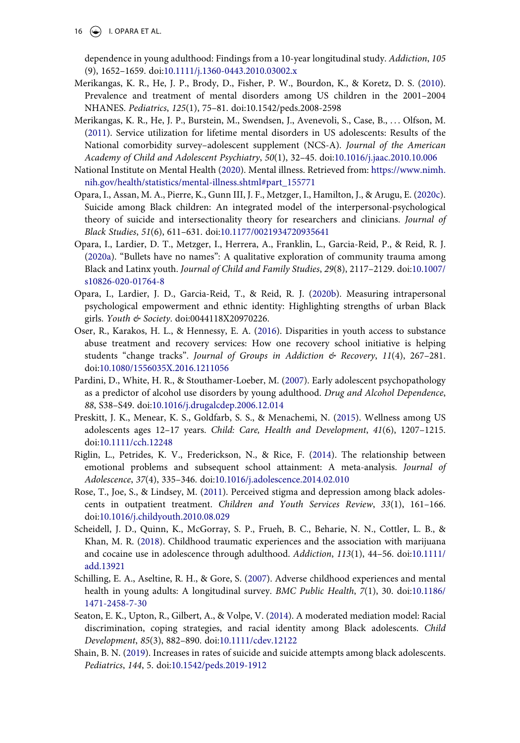dependence in young adulthood: Findings from a 10-year longitudinal study. *Addiction*, *105* (9), 1652–1659. doi:10.1111/j.1360-0443.2010.03002.x

Merikangas, K. R., He, J. P., Brody, D., Fisher, P. W., Bourdon, K., & Koretz, D. S. (2010). Prevalence and treatment of mental disorders among US children in the 2001–2004 NHANES. *Pediatrics*, *125*(1), 75–81. doi:10.1542/peds.2008-2598

Merikangas, K. R., He, J. P., Burstein, M., Swendsen, J., Avenevoli, S., Case, B., . . . Olfson, M. (2011). Service utilization for lifetime mental disorders in US adolescents: Results of the National comorbidity survey–adolescent supplement (NCS-A). *Journal of the American Academy of Child and Adolescent Psychiatry*, *50*(1), 32–45. doi:10.1016/j.jaac.2010.10.006

National Institute on Mental Health (2020). Mental illness. Retrieved from: https://www.nimh.nih.gov/health/statistics/mental-illness.shtml#part_155771

Opara, I., Assan, M. A., Pierre, K., Gunn III, J. F., Metzger, I., Hamilton, J., & Arugu, E. (2020c). Suicide among Black children: An integrated model of the interpersonal-psychological theory of suicide and intersectionality theory for researchers and clinicians. *Journal of Black Studies*, *51*(6), 611–631. doi:10.1177/0021934720935641

Opara, I., Lardier, D. T., Metzger, I., Herrera, A., Franklin, L., Garcia-Reid, P., & Reid, R. J. (2020a). "Bullets have no names": A qualitative exploration of community trauma among Black and Latinx youth. *Journal of Child and Family Studies*, *29*(8), 2117–2129. doi:10.1007/s10826-020-01764-8

Opara, I., Lardier, J. D., Garcia-Reid, T., & Reid, R. J. (2020b). Measuring intrapersonal psychological empowerment and ethnic identity: Highlighting strengths of urban Black girls. *Youth & Society*. doi:0044118X20970226.

Oser, R., Karakos, H. L., & Hennessy, E. A. (2016). Disparities in youth access to substance abuse treatment and recovery services: How one recovery school initiative is helping students "change tracks". *Journal of Groups in Addiction & Recovery*, *11*(4), 267–281. doi:10.1080/1556035X.2016.1211056

Pardini, D., White, H. R., & Stouthamer-Loeber, M. (2007). Early adolescent psychopathology as a predictor of alcohol use disorders by young adulthood. *Drug and Alcohol Dependence*, *88*, S38–S49. doi:10.1016/j.drugalcdep.2006.12.014

Preskitt, J. K., Menear, K. S., Goldfarb, S. S., & Menachemi, N. (2015). Wellness among US adolescents ages 12–17 years. *Child: Care, Health and Development*, *41*(6), 1207–1215. doi:10.1111/cch.12248

Riglin, L., Petrides, K. V., Frederickson, N., & Rice, F. (2014). The relationship between emotional problems and subsequent school attainment: A meta-analysis. *Journal of Adolescence*, *37*(4), 335–346. doi:10.1016/j.adolescence.2014.02.010

Rose, T., Joe, S., & Lindsey, M. (2011). Perceived stigma and depression among black adolescents in outpatient treatment. *Children and Youth Services Review*, *33*(1), 161–166. doi:10.1016/j.childyouth.2010.08.029

Scheidell, J. D., Quinn, K., McGorray, S. P., Frueh, B. C., Beharie, N. N., Cottler, L. B., & Khan, M. R. (2018). Childhood traumatic experiences and the association with marijuana and cocaine use in adolescence through adulthood. *Addiction*, *113*(1), 44–56. doi:10.1111/add.13921

Schilling, E. A., Aseltine, R. H., & Gore, S. (2007). Adverse childhood experiences and mental health in young adults: A longitudinal survey. *BMC Public Health*, *7*(1), 30. doi:10.1186/1471-2458-7-30

Seaton, E. K., Upton, R., Gilbert, A., & Volpe, V. (2014). A moderated mediation model: Racial discrimination, coping strategies, and racial identity among Black adolescents. *Child Development*, *85*(3), 882–890. doi:10.1111/cdev.12122

Shain, B. N. (2019). Increases in rates of suicide and suicide attempts among black adolescents. *Pediatrics*, *144*, 5. doi:10.1542/peds.2019-1912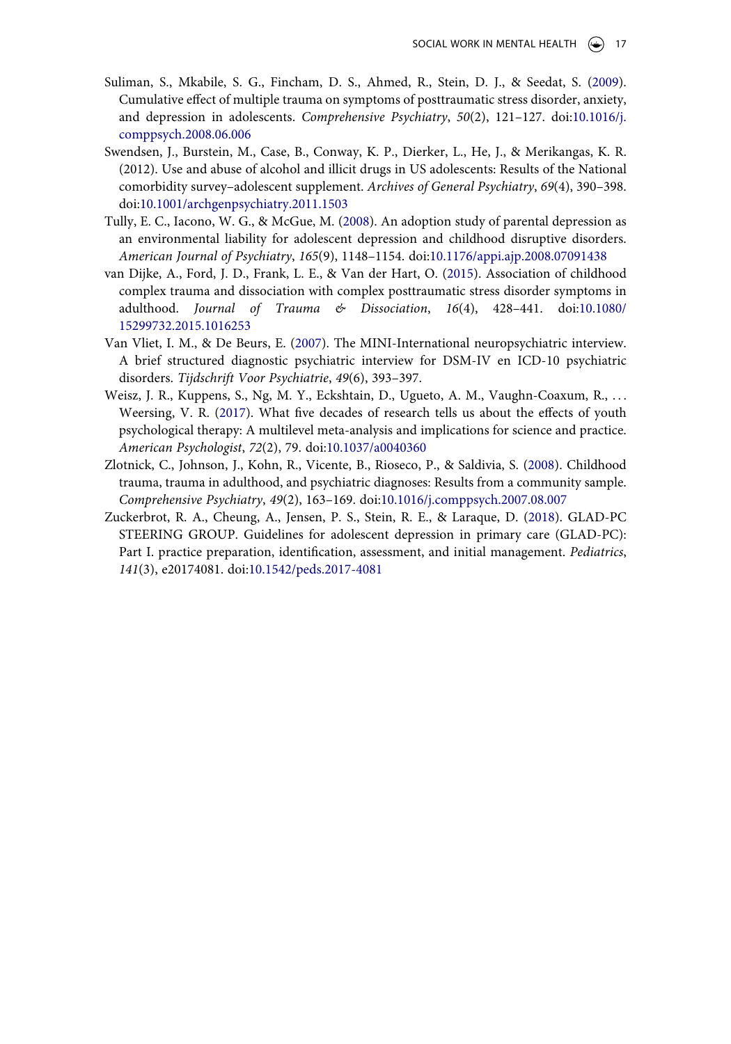Suliman, S., Mkabile, S. G., Fincham, D. S., Ahmed, R., Stein, D. J., & Seedat, S. (2009). Cumulative effect of multiple trauma on symptoms of posttraumatic stress disorder, anxiety, and depression in adolescents. *Comprehensive Psychiatry*, *50*(2), 121–127. doi:10.1016/j.comppsych.2008.06.006

Swendsen, J., Burstein, M., Case, B., Conway, K. P., Dierker, L., He, J., & Merikangas, K. R. (2012). Use and abuse of alcohol and illicit drugs in US adolescents: Results of the National comorbidity survey–adolescent supplement. *Archives of General Psychiatry*, *69*(4), 390–398. doi:10.1001/archgenpsychiatry.2011.1503

Tully, E. C., Iacono, W. G., & McGue, M. (2008). An adoption study of parental depression as an environmental liability for adolescent depression and childhood disruptive disorders. *American Journal of Psychiatry*, *165*(9), 1148–1154. doi:10.1176/appi.ajp.2008.07091438

van Dijke, A., Ford, J. D., Frank, L. E., & Van der Hart, O. (2015). Association of childhood complex trauma and dissociation with complex posttraumatic stress disorder symptoms in adulthood. *Journal of Trauma & Dissociation*, *16*(4), 428–441. doi:10.1080/15299732.2015.1016253

Van Vliet, I. M., & De Beurs, E. (2007). The MINI-International neuropsychiatric interview. A brief structured diagnostic psychiatric interview for DSM-IV en ICD-10 psychiatric disorders. *Tijdschrift Voor Psychiatrie*, *49*(6), 393–397.

Weisz, J. R., Kuppens, S., Ng, M. Y., Eckshtain, D., Ugueto, A. M., Vaughn-Coaxum, R., ... Weersing, V. R. (2017). What five decades of research tells us about the effects of youth psychological therapy: A multilevel meta-analysis and implications for science and practice. *American Psychologist*, *72*(2), 79. doi:10.1037/a0040360

Zlotnick, C., Johnson, J., Kohn, R., Vicente, B., Rioseco, P., & Saldivia, S. (2008). Childhood trauma, trauma in adulthood, and psychiatric diagnoses: Results from a community sample. *Comprehensive Psychiatry*, *49*(2), 163–169. doi:10.1016/j.comppsych.2007.08.007

Zuckerbrot, R. A., Cheung, A., Jensen, P. S., Stein, R. E., & Laraque, D. (2018). GLAD-PC STEERING GROUP. Guidelines for adolescent depression in primary care (GLAD-PC): Part I. practice preparation, identification, assessment, and initial management. *Pediatrics*, *141*(3), e20174081. doi:10.1542/peds.2017-4081